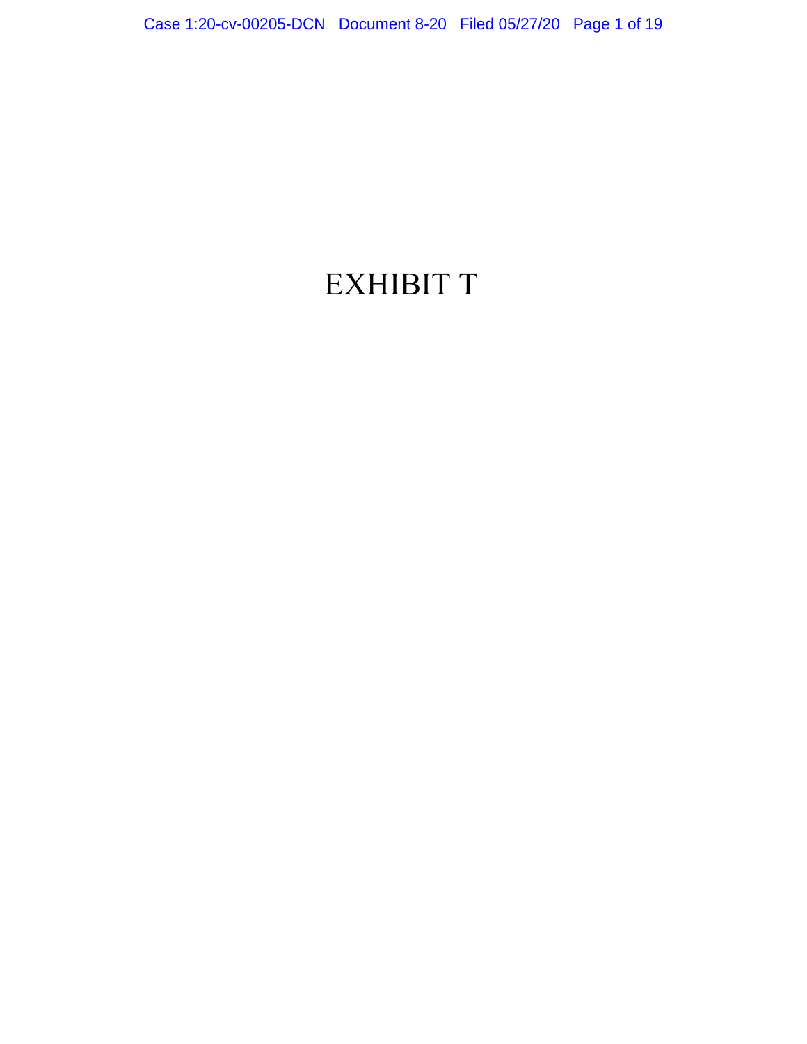# EXHIBIT T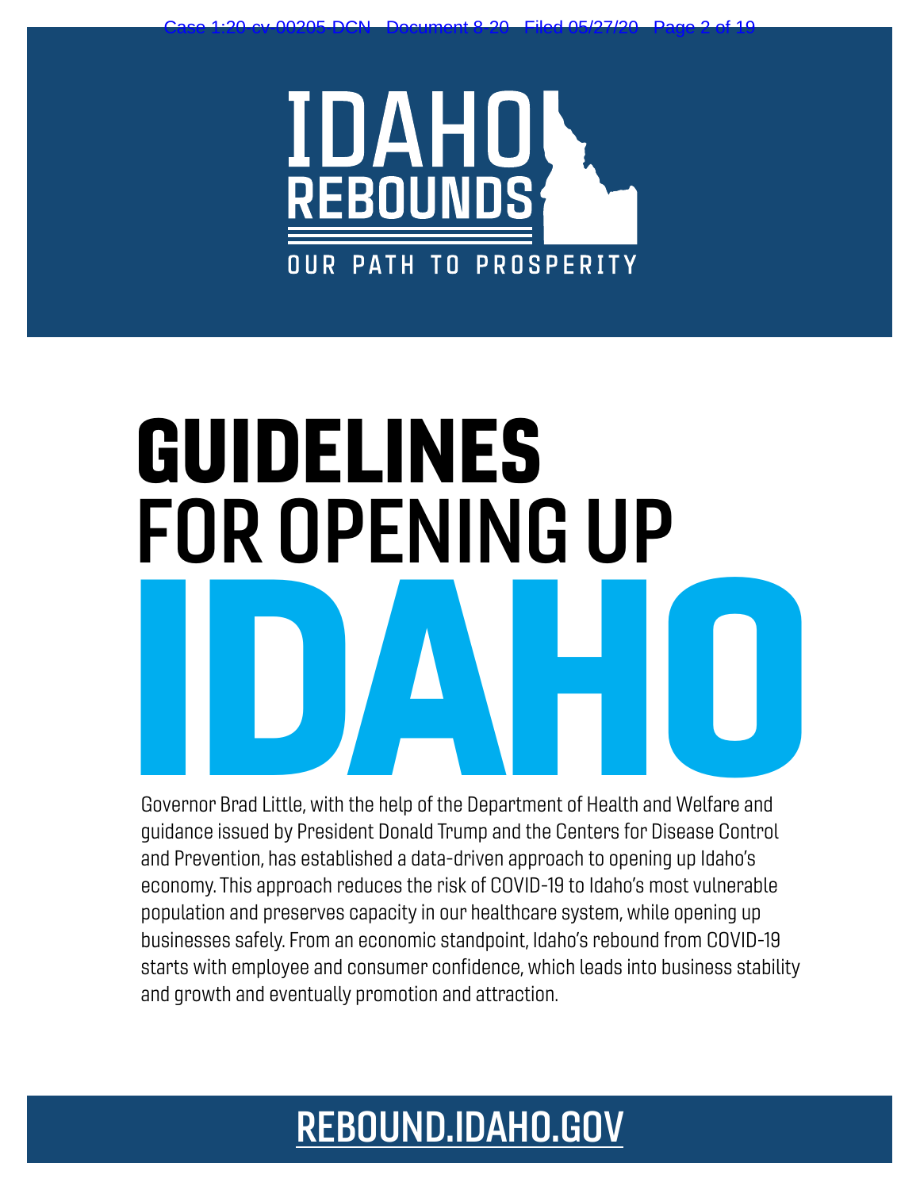# IDAHO REBOUNDS

OUR PATH TO PROSPERITY

# GUIDELINES FOR OPENING UP IDAHO

Governor Brad Little, with the help of the Department of Health and Welfare and guidance issued by President Donald Trump and the Centers for Disease Control and Prevention, has established a data-driven approach to opening up Idaho's economy. This approach reduces the risk of COVID-19 to Idaho's most vulnerable population and preserves capacity in our healthcare system, while opening up businesses safely. From an economic standpoint, Idaho's rebound from COVID-19 starts with employee and consumer confidence, which leads into business stability and growth and eventually promotion and attraction.

**REBOUND.IDAHO.GOV**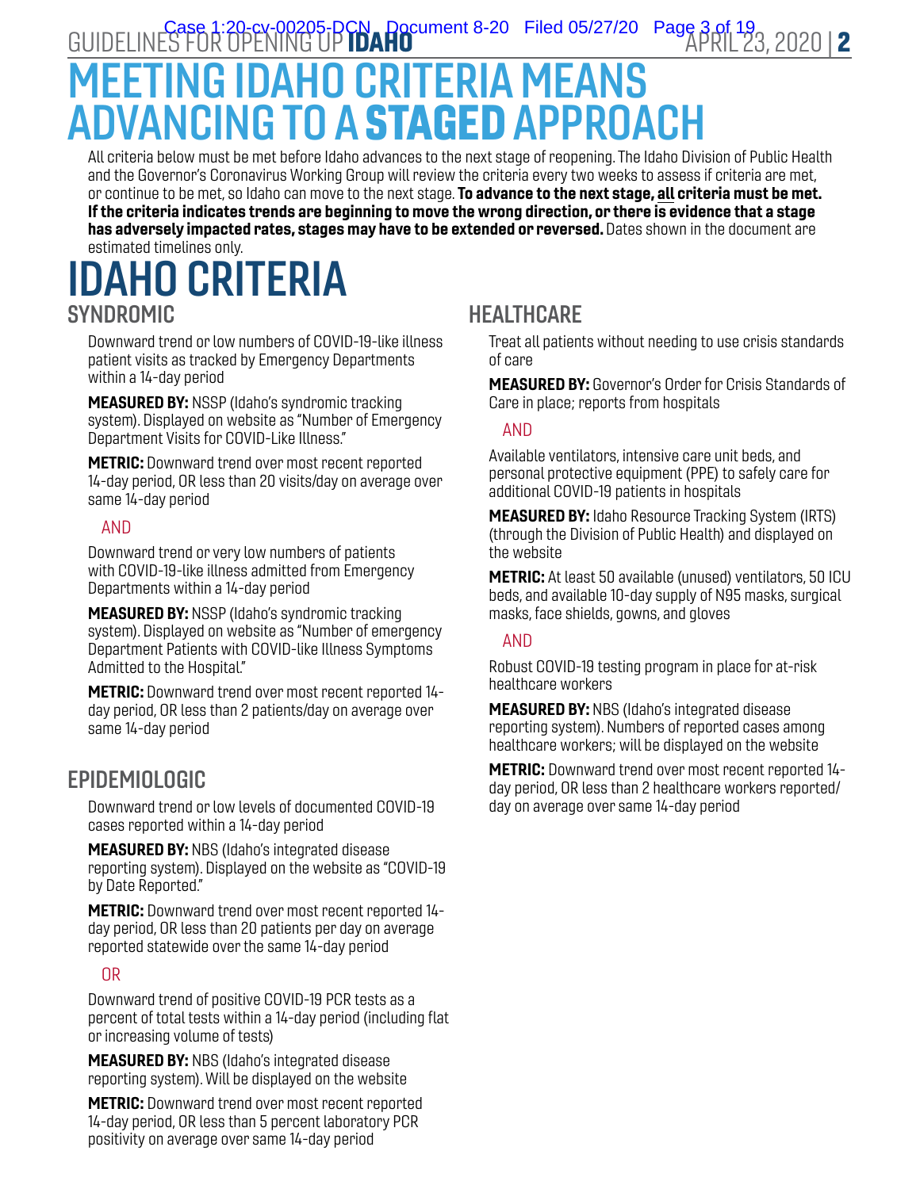# MEETING IDAHO CRITERIA MEANS ADVANCING TO A **STAGED** APPROACH

All criteria below must be met before Idaho advances to the next stage of reopening. The Idaho Division of Public Health and the Governor's Coronavirus Working Group will review the criteria every two weeks to assess if criteria are met, or continue to be met, so Idaho can move to the next stage. **To advance to the next stage, all criteria must be met. If the criteria indicates trends are beginning to move the wrong direction, or there is evidence that a stage has adversely impacted rates, stages may have to be extended or reversed.** Dates shown in the document are estimated timelines only.

# IDAHO CRITERIA

## SYNDROMIC

Downward trend or low numbers of COVID-19-like illness patient visits as tracked by Emergency Departments within a 14-day period

**MEASURED BY:** NSSP (Idaho's syndromic tracking system). Displayed on website as "Number of Emergency Department Visits for COVID-Like Illness."

**METRIC:** Downward trend over most recent reported 14-day period, OR less than 20 visits/day on average over same 14-day period

AND

Downward trend or very low numbers of patients with COVID-19-like illness admitted from Emergency Departments within a 14-day period

**MEASURED BY:** NSSP (Idaho's syndromic tracking system). Displayed on website as "Number of emergency Department Patients with COVID-like Illness Symptoms Admitted to the Hospital."

**METRIC:** Downward trend over most recent reported 14-day period, OR less than 2 patients/day on average over same 14-day period

## EPIDEMIOLOGIC

Downward trend or low levels of documented COVID-19 cases reported within a 14-day period

**MEASURED BY:** NBS (Idaho's integrated disease reporting system). Displayed on the website as "COVID-19 by Date Reported."

**METRIC:** Downward trend over most recent reported 14-day period, OR less than 20 patients per day on average reported statewide over the same 14-day period

OR

Downward trend of positive COVID-19 PCR tests as a percent of total tests within a 14-day period (including flat or increasing volume of tests)

**MEASURED BY:** NBS (Idaho's integrated disease reporting system). Will be displayed on the website

**METRIC:** Downward trend over most recent reported 14-day period, OR less than 5 percent laboratory PCR positivity on average over same 14-day period

## HEALTHCARE

Treat all patients without needing to use crisis standards of care

**MEASURED BY:** Governor's Order for Crisis Standards of Care in place; reports from hospitals

AND

Available ventilators, intensive care unit beds, and personal protective equipment (PPE) to safely care for additional COVID-19 patients in hospitals

**MEASURED BY:** Idaho Resource Tracking System (IRTS) (through the Division of Public Health) and displayed on the website

**METRIC:** At least 50 available (unused) ventilators, 50 ICU beds, and available 10-day supply of N95 masks, surgical masks, face shields, gowns, and gloves

AND

Robust COVID-19 testing program in place for at-risk healthcare workers

**MEASURED BY:** NBS (Idaho's integrated disease reporting system). Numbers of reported cases among healthcare workers; will be displayed on the website

**METRIC:** Downward trend over most recent reported 14-day period, OR less than 2 healthcare workers reported/day on average over same 14-day period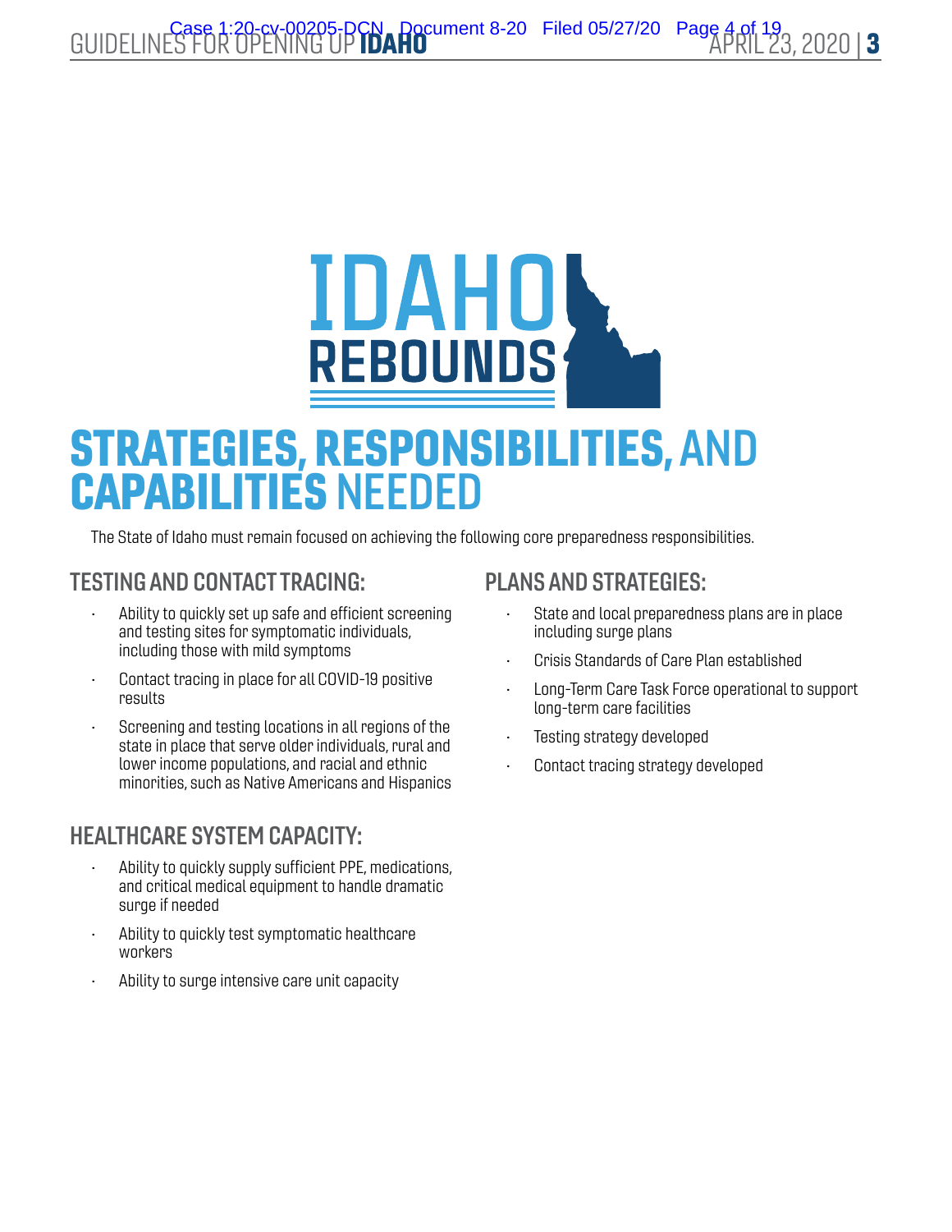IDAHO REBOUNDS

# STRATEGIES, RESPONSIBILITIES, AND CAPABILITIES NEEDED

The State of Idaho must remain focused on achieving the following core preparedness responsibilities.

## TESTING AND CONTACT TRACING:

- Ability to quickly set up safe and efficient screening and testing sites for symptomatic individuals, including those with mild symptoms
- Contact tracing in place for all COVID-19 positive results
- Screening and testing locations in all regions of the state in place that serve older individuals, rural and lower income populations, and racial and ethnic minorities, such as Native Americans and Hispanics

## HEALTHCARE SYSTEM CAPACITY:

- Ability to quickly supply sufficient PPE, medications, and critical medical equipment to handle dramatic surge if needed
- Ability to quickly test symptomatic healthcare workers
- Ability to surge intensive care unit capacity

## PLANS AND STRATEGIES:

- State and local preparedness plans are in place including surge plans
- Crisis Standards of Care Plan established
- Long-Term Care Task Force operational to support long-term care facilities
- Testing strategy developed
- Contact tracing strategy developed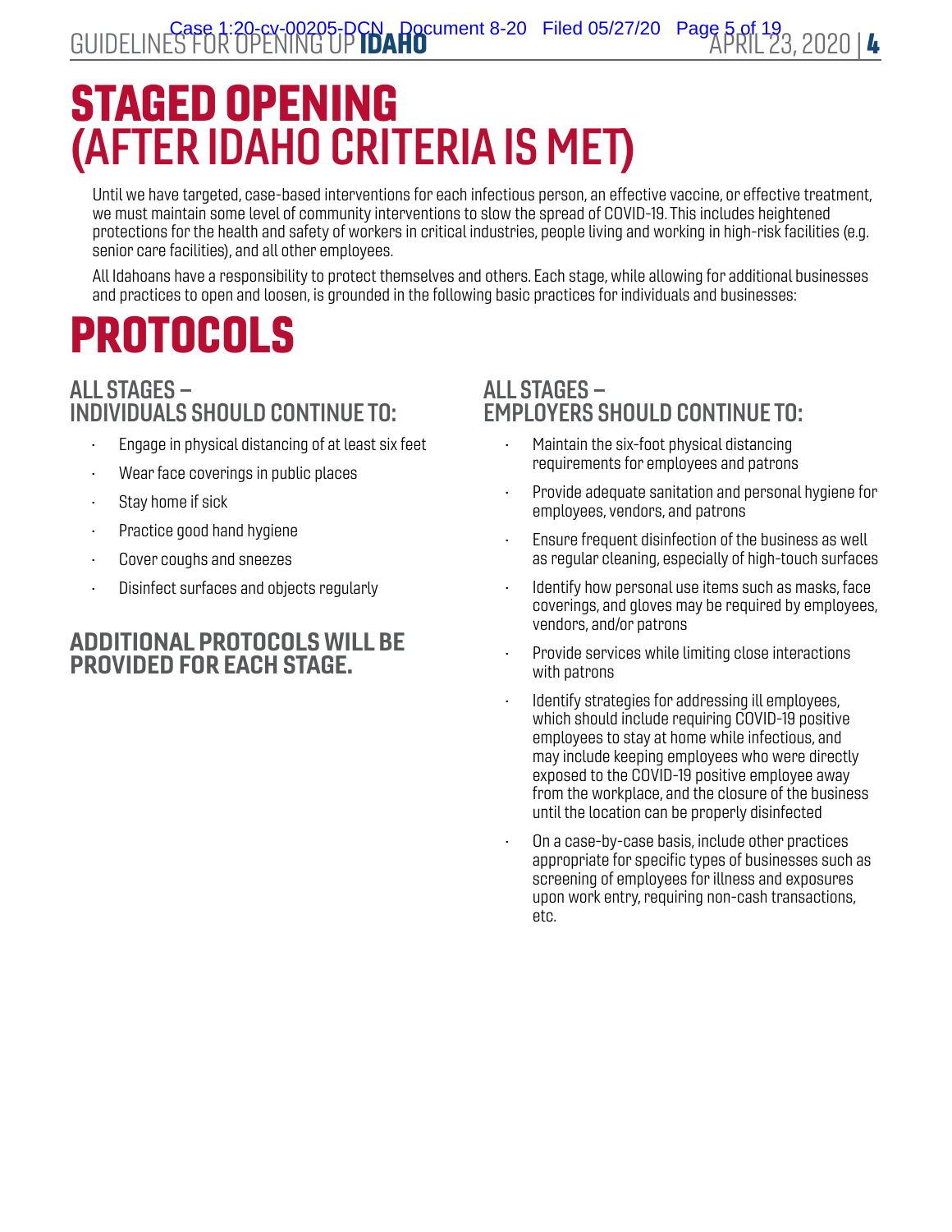# STAGED OPENING (AFTER IDAHO CRITERIA IS MET)

Until we have targeted, case-based interventions for each infectious person, an effective vaccine, or effective treatment, we must maintain some level of community interventions to slow the spread of COVID-19. This includes heightened protections for the health and safety of workers in critical industries, people living and working in high-risk facilities (e.g. senior care facilities), and all other employees.

All Idahoans have a responsibility to protect themselves and others. Each stage, while allowing for additional businesses and practices to open and loosen, is grounded in the following basic practices for individuals and businesses:

# PROTOCOLS

## ALL STAGES – INDIVIDUALS SHOULD CONTINUE TO:

- Engage in physical distancing of at least six feet
- Wear face coverings in public places
- Stay home if sick
- Practice good hand hygiene
- Cover coughs and sneezes
- Disinfect surfaces and objects regularly

## ADDITIONAL PROTOCOLS WILL BE PROVIDED FOR EACH STAGE.

## ALL STAGES – EMPLOYERS SHOULD CONTINUE TO:

- Maintain the six-foot physical distancing requirements for employees and patrons
- Provide adequate sanitation and personal hygiene for employees, vendors, and patrons
- Ensure frequent disinfection of the business as well as regular cleaning, especially of high-touch surfaces
- Identify how personal use items such as masks, face coverings, and gloves may be required by employees, vendors, and/or patrons
- Provide services while limiting close interactions with patrons
- Identify strategies for addressing ill employees, which should include requiring COVID-19 positive employees to stay at home while infectious, and may include keeping employees who were directly exposed to the COVID-19 positive employee away from the workplace, and the closure of the business until the location can be properly disinfected
- On a case-by-case basis, include other practices appropriate for specific types of businesses such as screening of employees for illness and exposures upon work entry, requiring non-cash transactions, etc.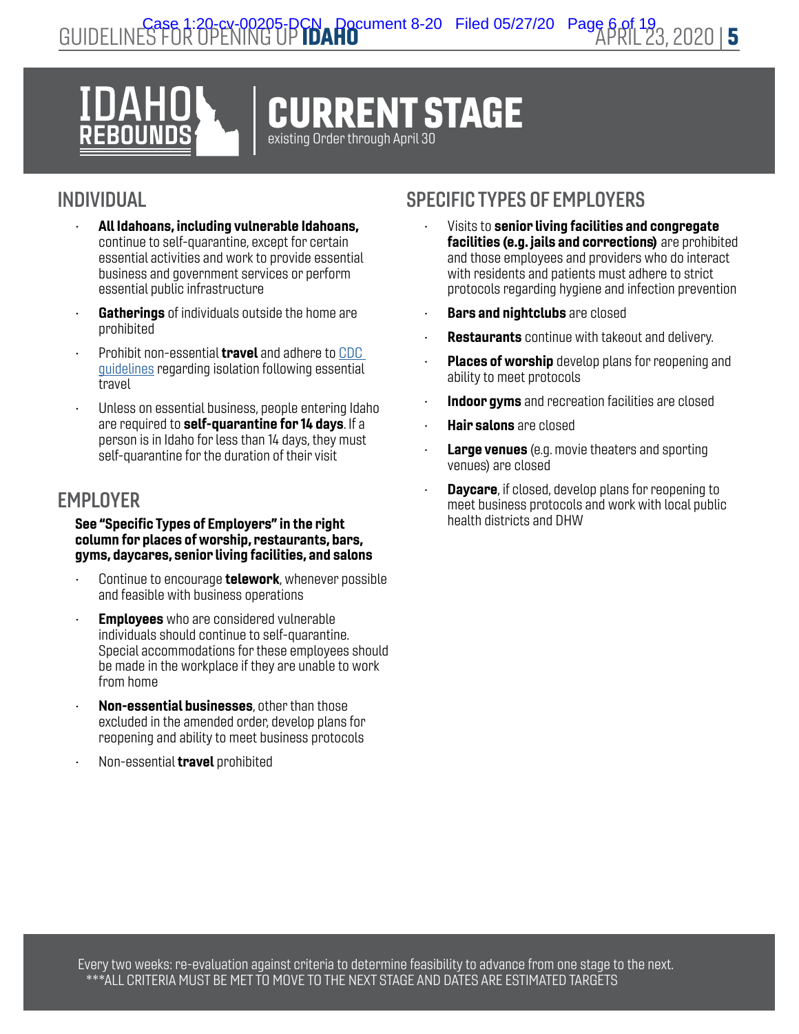IDAHO REBOUNDS

# CURRENT STAGE

existing Order through April 30

## INDIVIDUAL

- **All Idahoans, including vulnerable Idahoans,** continue to self-quarantine, except for certain essential activities and work to provide essential business and government services or perform essential public infrastructure
- **Gatherings** of individuals outside the home are prohibited
- Prohibit non-essential **travel** and adhere to CDC guidelines regarding isolation following essential travel
- Unless on essential business, people entering Idaho are required to **self-quarantine for 14 days**. If a person is in Idaho for less than 14 days, they must self-quarantine for the duration of their visit

## EMPLOYER

**See "Specific Types of Employers" in the right column for places of worship, restaurants, bars, gyms, daycares, senior living facilities, and salons**

- Continue to encourage **telework**, whenever possible and feasible with business operations
- **Employees** who are considered vulnerable individuals should continue to self-quarantine. Special accommodations for these employees should be made in the workplace if they are unable to work from home
- **Non-essential businesses**, other than those excluded in the amended order, develop plans for reopening and ability to meet business protocols
- Non-essential **travel** prohibited

## SPECIFIC TYPES OF EMPLOYERS

- Visits to **senior living facilities and congregate facilities (e.g. jails and corrections)** are prohibited and those employees and providers who do interact with residents and patients must adhere to strict protocols regarding hygiene and infection prevention
- **Bars and nightclubs** are closed
- **Restaurants** continue with takeout and delivery.
- **Places of worship** develop plans for reopening and ability to meet protocols
- **Indoor gyms** and recreation facilities are closed
- **Hair salons** are closed
- **Large venues** (e.g. movie theaters and sporting venues) are closed
- **Daycare**, if closed, develop plans for reopening to meet business protocols and work with local public health districts and DHW

Every two weeks: re-evaluation against criteria to determine feasibility to advance from one stage to the next.
***ALL CRITERIA MUST BE MET TO MOVE TO THE NEXT STAGE AND DATES ARE ESTIMATED TARGETS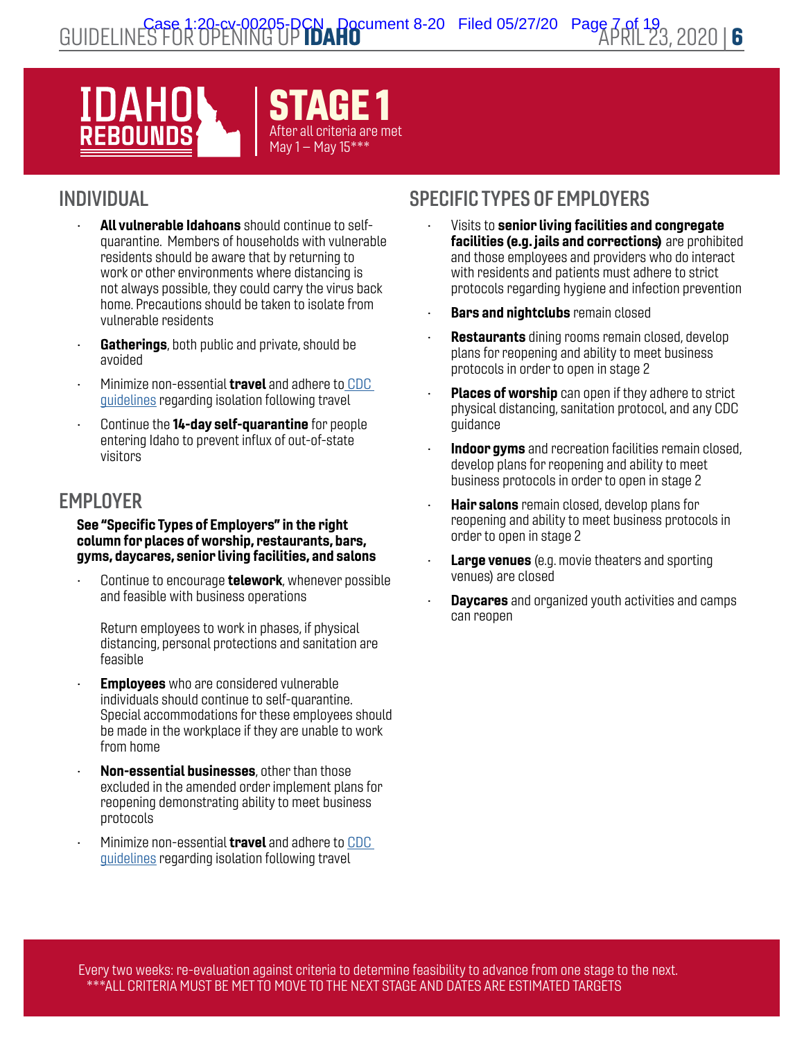# IDAHO REBOUNDS

## STAGE 1

After all criteria are met
May 1 – May 15***

## INDIVIDUAL

- **All vulnerable Idahoans** should continue to self-quarantine. Members of households with vulnerable residents should be aware that by returning to work or other environments where distancing is not always possible, they could carry the virus back home. Precautions should be taken to isolate from vulnerable residents
- **Gatherings**, both public and private, should be avoided
- Minimize non-essential **travel** and adhere to CDC guidelines regarding isolation following travel
- Continue the **14-day self-quarantine** for people entering Idaho to prevent influx of out-of-state visitors

## EMPLOYER

**See "Specific Types of Employers" in the right column for places of worship, restaurants, bars, gyms, daycares, senior living facilities, and salons**

- Continue to encourage **telework**, whenever possible and feasible with business operations

  Return employees to work in phases, if physical distancing, personal protections and sanitation are feasible
- **Employees** who are considered vulnerable individuals should continue to self-quarantine. Special accommodations for these employees should be made in the workplace if they are unable to work from home
- **Non-essential businesses**, other than those excluded in the amended order implement plans for reopening demonstrating ability to meet business protocols
- Minimize non-essential **travel** and adhere to CDC guidelines regarding isolation following travel

## SPECIFIC TYPES OF EMPLOYERS

- Visits to **senior living facilities and congregate facilities (e.g. jails and corrections)** are prohibited and those employees and providers who do interact with residents and patients must adhere to strict protocols regarding hygiene and infection prevention
- **Bars and nightclubs** remain closed
- **Restaurants** dining rooms remain closed, develop plans for reopening and ability to meet business protocols in order to open in stage 2
- **Places of worship** can open if they adhere to strict physical distancing, sanitation protocol, and any CDC guidance
- **Indoor gyms** and recreation facilities remain closed, develop plans for reopening and ability to meet business protocols in order to open in stage 2
- **Hair salons** remain closed, develop plans for reopening and ability to meet business protocols in order to open in stage 2
- **Large venues** (e.g. movie theaters and sporting venues) are closed
- **Daycares** and organized youth activities and camps can reopen

Every two weeks: re-evaluation against criteria to determine feasibility to advance from one stage to the next.
***ALL CRITERIA MUST BE MET TO MOVE TO THE NEXT STAGE AND DATES ARE ESTIMATED TARGETS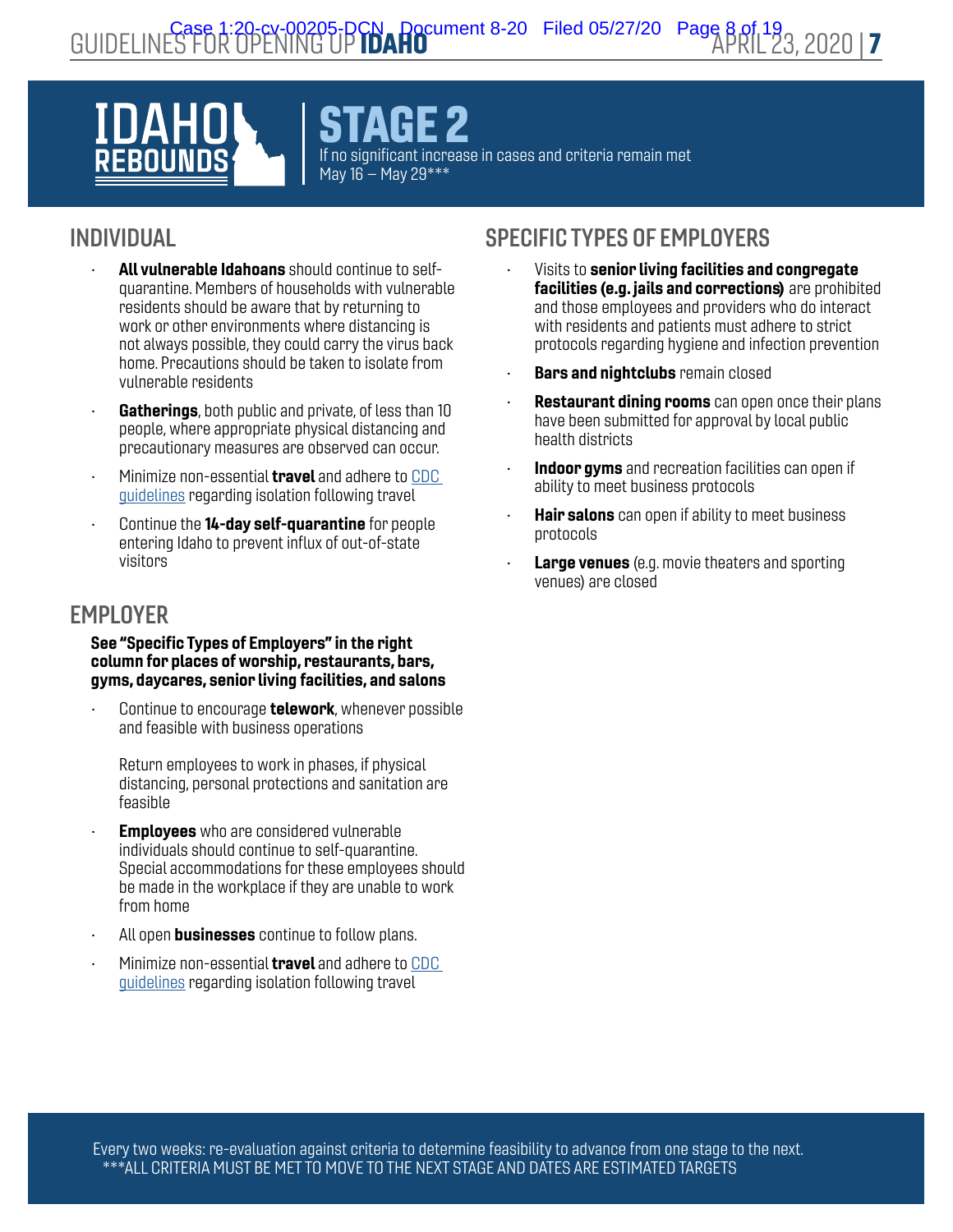# IDAHO REBOUNDS

## STAGE 2

If no significant increase in cases and criteria remain met
May 16 – May 29***

## INDIVIDUAL

- **All vulnerable Idahoans** should continue to self-quarantine. Members of households with vulnerable residents should be aware that by returning to work or other environments where distancing is not always possible, they could carry the virus back home. Precautions should be taken to isolate from vulnerable residents
- **Gatherings**, both public and private, of less than 10 people, where appropriate physical distancing and precautionary measures are observed can occur.
- Minimize non-essential **travel** and adhere to CDC guidelines regarding isolation following travel
- Continue the **14-day self-quarantine** for people entering Idaho to prevent influx of out-of-state visitors

## EMPLOYER

**See "Specific Types of Employers" in the right column for places of worship, restaurants, bars, gyms, daycares, senior living facilities, and salons**

- Continue to encourage **telework**, whenever possible and feasible with business operations

  Return employees to work in phases, if physical distancing, personal protections and sanitation are feasible
- **Employees** who are considered vulnerable individuals should continue to self-quarantine. Special accommodations for these employees should be made in the workplace if they are unable to work from home
- All open **businesses** continue to follow plans.
- Minimize non-essential **travel** and adhere to CDC guidelines regarding isolation following travel

## SPECIFIC TYPES OF EMPLOYERS

- Visits to **senior living facilities and congregate facilities (e.g. jails and corrections)** are prohibited and those employees and providers who do interact with residents and patients must adhere to strict protocols regarding hygiene and infection prevention
- **Bars and nightclubs** remain closed
- **Restaurant dining rooms** can open once their plans have been submitted for approval by local public health districts
- **Indoor gyms** and recreation facilities can open if ability to meet business protocols
- **Hair salons** can open if ability to meet business protocols
- **Large venues** (e.g. movie theaters and sporting venues) are closed

Every two weeks: re-evaluation against criteria to determine feasibility to advance from one stage to the next.
***ALL CRITERIA MUST BE MET TO MOVE TO THE NEXT STAGE AND DATES ARE ESTIMATED TARGETS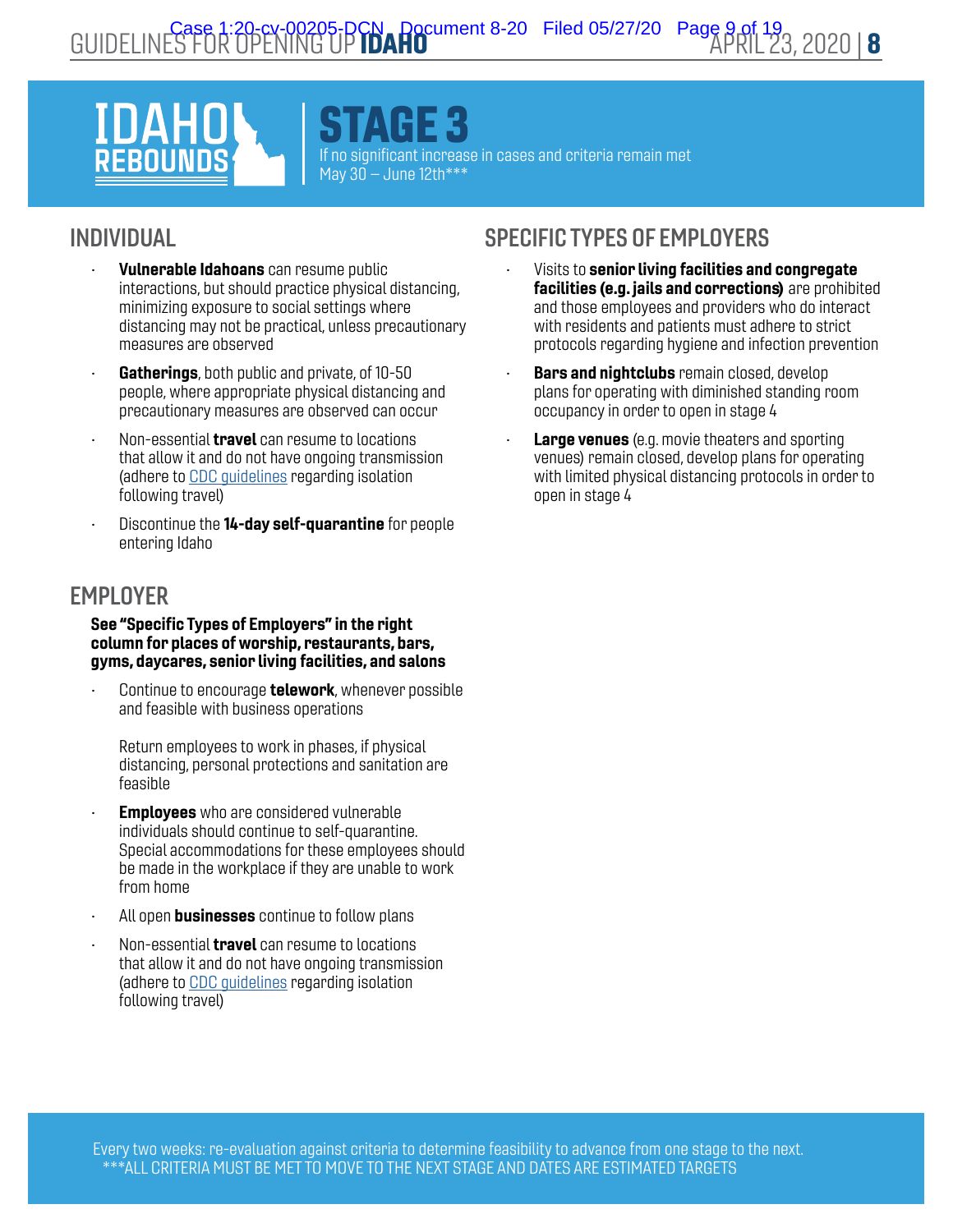# IDAHO REBOUNDS

## STAGE 3

If no significant increase in cases and criteria remain met
May 30 – June 12th***

## INDIVIDUAL

- **Vulnerable Idahoans** can resume public interactions, but should practice physical distancing, minimizing exposure to social settings where distancing may not be practical, unless precautionary measures are observed
- **Gatherings**, both public and private, of 10-50 people, where appropriate physical distancing and precautionary measures are observed can occur
- Non-essential **travel** can resume to locations that allow it and do not have ongoing transmission (adhere to CDC guidelines regarding isolation following travel)
- Discontinue the **14-day self-quarantine** for people entering Idaho

## EMPLOYER

**See "Specific Types of Employers" in the right column for places of worship, restaurants, bars, gyms, daycares, senior living facilities, and salons**

- Continue to encourage **telework**, whenever possible and feasible with business operations

  Return employees to work in phases, if physical distancing, personal protections and sanitation are feasible
- **Employees** who are considered vulnerable individuals should continue to self-quarantine. Special accommodations for these employees should be made in the workplace if they are unable to work from home
- All open **businesses** continue to follow plans
- Non-essential **travel** can resume to locations that allow it and do not have ongoing transmission (adhere to CDC guidelines regarding isolation following travel)

## SPECIFIC TYPES OF EMPLOYERS

- Visits to **senior living facilities and congregate facilities (e.g. jails and corrections)** are prohibited and those employees and providers who do interact with residents and patients must adhere to strict protocols regarding hygiene and infection prevention
- **Bars and nightclubs** remain closed, develop plans for operating with diminished standing room occupancy in order to open in stage 4
- **Large venues** (e.g. movie theaters and sporting venues) remain closed, develop plans for operating with limited physical distancing protocols in order to open in stage 4

Every two weeks: re-evaluation against criteria to determine feasibility to advance from one stage to the next.
***ALL CRITERIA MUST BE MET TO MOVE TO THE NEXT STAGE AND DATES ARE ESTIMATED TARGETS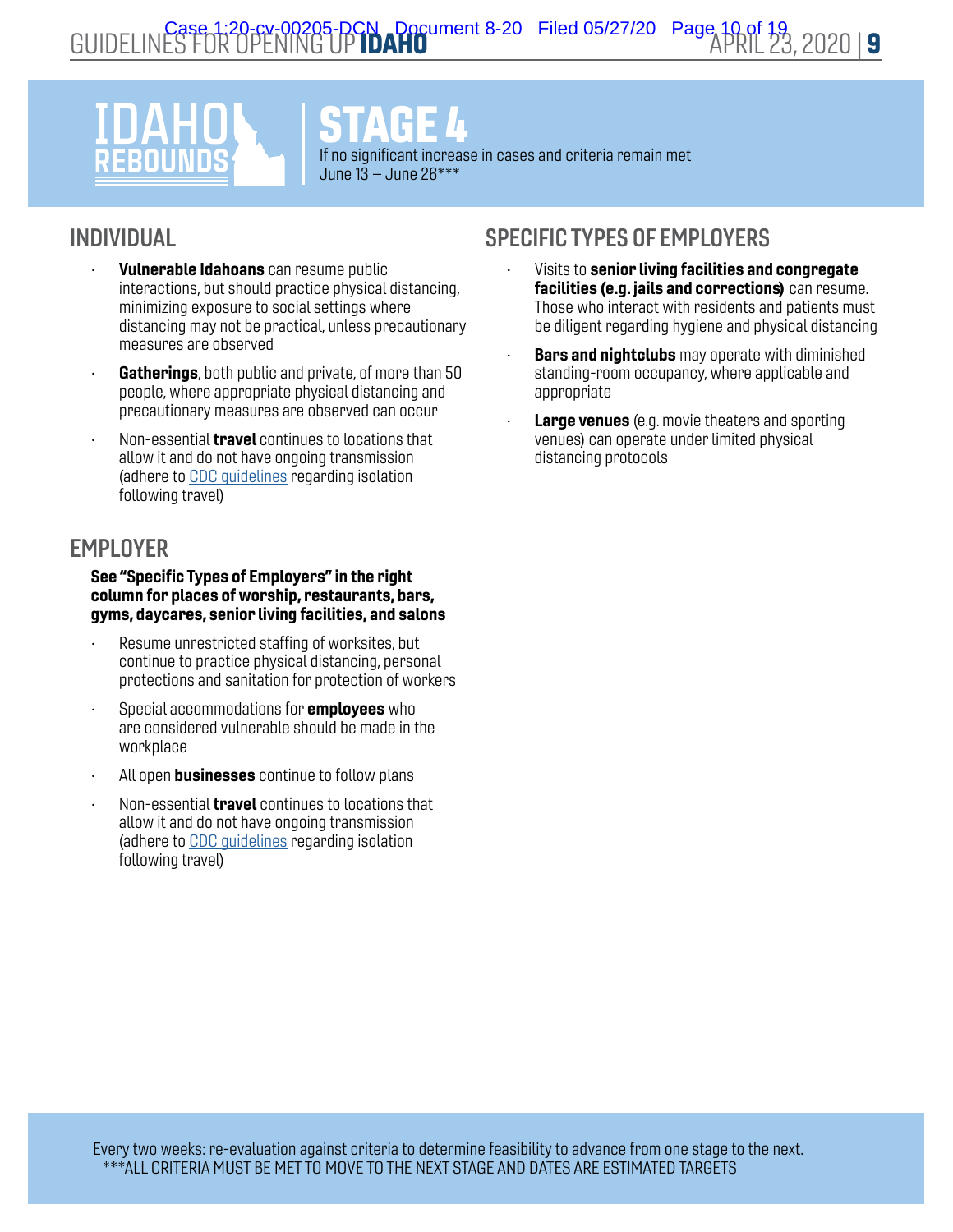# IDAHO REBOUNDS

## STAGE 4

If no significant increase in cases and criteria remain met
June 13 – June 26***

## INDIVIDUAL

- **Vulnerable Idahoans** can resume public interactions, but should practice physical distancing, minimizing exposure to social settings where distancing may not be practical, unless precautionary measures are observed
- **Gatherings**, both public and private, of more than 50 people, where appropriate physical distancing and precautionary measures are observed can occur
- Non-essential **travel** continues to locations that allow it and do not have ongoing transmission (adhere to CDC guidelines regarding isolation following travel)

## EMPLOYER

**See "Specific Types of Employers" in the right column for places of worship, restaurants, bars, gyms, daycares, senior living facilities, and salons**

- Resume unrestricted staffing of worksites, but continue to practice physical distancing, personal protections and sanitation for protection of workers
- Special accommodations for **employees** who are considered vulnerable should be made in the workplace
- All open **businesses** continue to follow plans
- Non-essential **travel** continues to locations that allow it and do not have ongoing transmission (adhere to CDC guidelines regarding isolation following travel)

## SPECIFIC TYPES OF EMPLOYERS

- Visits to **senior living facilities and congregate facilities (e.g. jails and corrections)** can resume. Those who interact with residents and patients must be diligent regarding hygiene and physical distancing
- **Bars and nightclubs** may operate with diminished standing-room occupancy, where applicable and appropriate
- **Large venues** (e.g. movie theaters and sporting venues) can operate under limited physical distancing protocols

Every two weeks: re-evaluation against criteria to determine feasibility to advance from one stage to the next.
***ALL CRITERIA MUST BE MET TO MOVE TO THE NEXT STAGE AND DATES ARE ESTIMATED TARGETS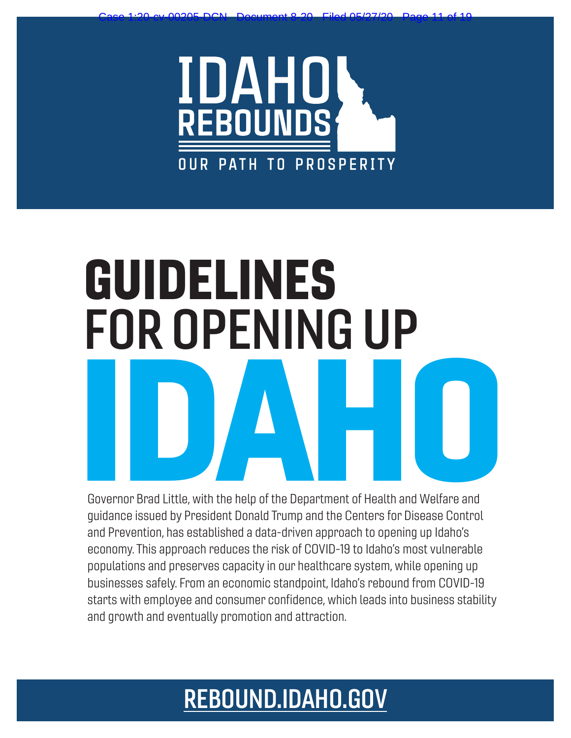# IDAHO REBOUNDS

OUR PATH TO PROSPERITY

# GUIDELINES FOR OPENING UP IDAHO

Governor Brad Little, with the help of the Department of Health and Welfare and guidance issued by President Donald Trump and the Centers for Disease Control and Prevention, has established a data-driven approach to opening up Idaho's economy. This approach reduces the risk of COVID-19 to Idaho's most vulnerable populations and preserves capacity in our healthcare system, while opening up businesses safely. From an economic standpoint, Idaho's rebound from COVID-19 starts with employee and consumer confidence, which leads into business stability and growth and eventually promotion and attraction.

**REBOUND.IDAHO.GOV**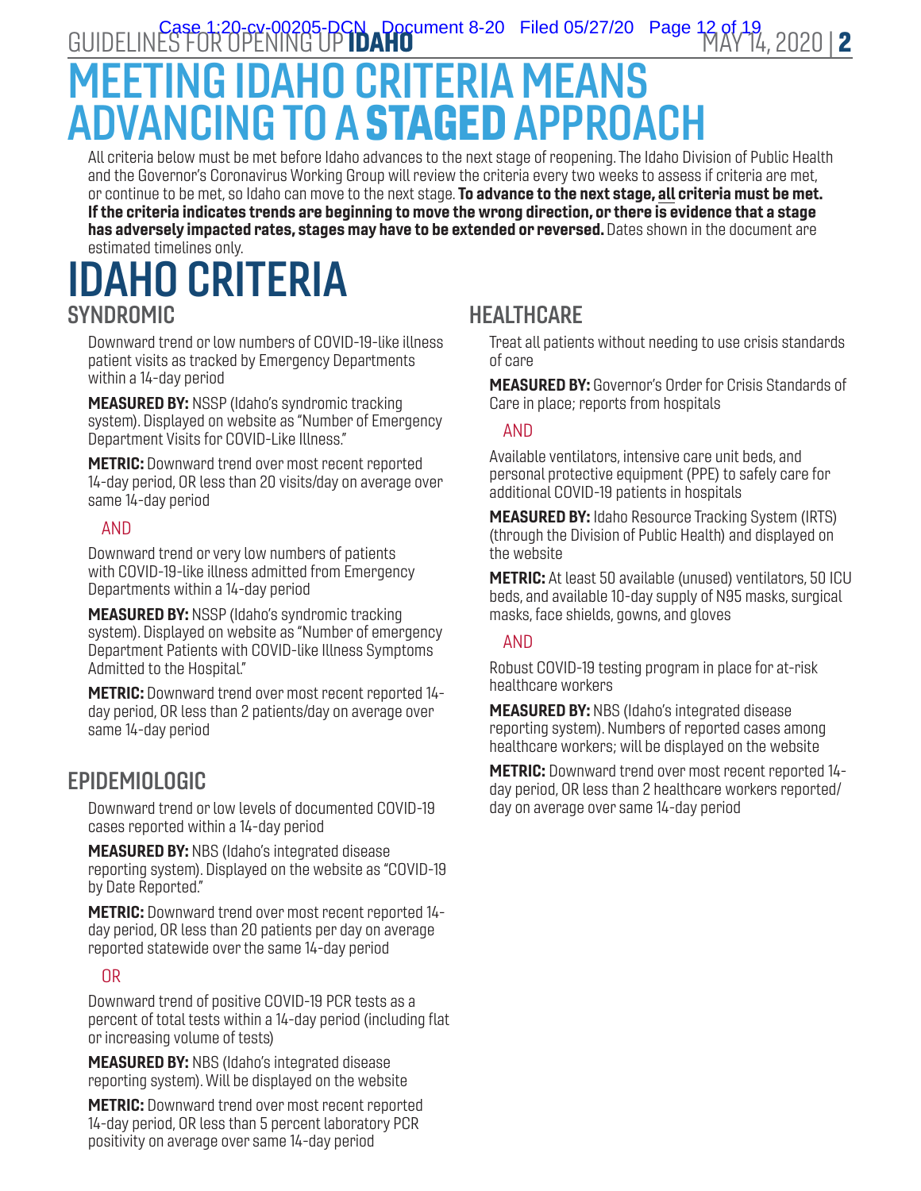# MEETING IDAHO CRITERIA MEANS ADVANCING TO A **STAGED** APPROACH

All criteria below must be met before Idaho advances to the next stage of reopening. The Idaho Division of Public Health and the Governor's Coronavirus Working Group will review the criteria every two weeks to assess if criteria are met, or continue to be met, so Idaho can move to the next stage. **To advance to the next stage, all criteria must be met. If the criteria indicates trends are beginning to move the wrong direction, or there is evidence that a stage has adversely impacted rates, stages may have to be extended or reversed.** Dates shown in the document are estimated timelines only.

# IDAHO CRITERIA

## SYNDROMIC

Downward trend or low numbers of COVID-19-like illness patient visits as tracked by Emergency Departments within a 14-day period

**MEASURED BY:** NSSP (Idaho's syndromic tracking system). Displayed on website as "Number of Emergency Department Visits for COVID-Like Illness."

**METRIC:** Downward trend over most recent reported 14-day period, OR less than 20 visits/day on average over same 14-day period

AND

Downward trend or very low numbers of patients with COVID-19-like illness admitted from Emergency Departments within a 14-day period

**MEASURED BY:** NSSP (Idaho's syndromic tracking system). Displayed on website as "Number of emergency Department Patients with COVID-like Illness Symptoms Admitted to the Hospital."

**METRIC:** Downward trend over most recent reported 14-day period, OR less than 2 patients/day on average over same 14-day period

## EPIDEMIOLOGIC

Downward trend or low levels of documented COVID-19 cases reported within a 14-day period

**MEASURED BY:** NBS (Idaho's integrated disease reporting system). Displayed on the website as "COVID-19 by Date Reported."

**METRIC:** Downward trend over most recent reported 14-day period, OR less than 20 patients per day on average reported statewide over the same 14-day period

OR

Downward trend of positive COVID-19 PCR tests as a percent of total tests within a 14-day period (including flat or increasing volume of tests)

**MEASURED BY:** NBS (Idaho's integrated disease reporting system). Will be displayed on the website

**METRIC:** Downward trend over most recent reported 14-day period, OR less than 5 percent laboratory PCR positivity on average over same 14-day period

## HEALTHCARE

Treat all patients without needing to use crisis standards of care

**MEASURED BY:** Governor's Order for Crisis Standards of Care in place; reports from hospitals

AND

Available ventilators, intensive care unit beds, and personal protective equipment (PPE) to safely care for additional COVID-19 patients in hospitals

**MEASURED BY:** Idaho Resource Tracking System (IRTS) (through the Division of Public Health) and displayed on the website

**METRIC:** At least 50 available (unused) ventilators, 50 ICU beds, and available 10-day supply of N95 masks, surgical masks, face shields, gowns, and gloves

AND

Robust COVID-19 testing program in place for at-risk healthcare workers

**MEASURED BY:** NBS (Idaho's integrated disease reporting system). Numbers of reported cases among healthcare workers; will be displayed on the website

**METRIC:** Downward trend over most recent reported 14-day period, OR less than 2 healthcare workers reported/day on average over same 14-day period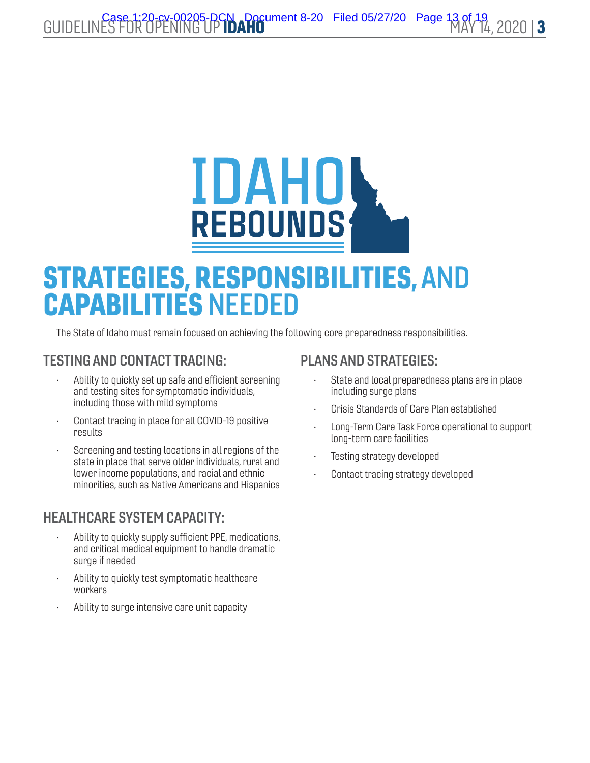# IDAHO REBOUNDS

# STRATEGIES, RESPONSIBILITIES, AND CAPABILITIES NEEDED

The State of Idaho must remain focused on achieving the following core preparedness responsibilities.

## TESTING AND CONTACT TRACING:

- Ability to quickly set up safe and efficient screening and testing sites for symptomatic individuals, including those with mild symptoms
- Contact tracing in place for all COVID-19 positive results
- Screening and testing locations in all regions of the state in place that serve older individuals, rural and lower income populations, and racial and ethnic minorities, such as Native Americans and Hispanics

## HEALTHCARE SYSTEM CAPACITY:

- Ability to quickly supply sufficient PPE, medications, and critical medical equipment to handle dramatic surge if needed
- Ability to quickly test symptomatic healthcare workers
- Ability to surge intensive care unit capacity

## PLANS AND STRATEGIES:

- State and local preparedness plans are in place including surge plans
- Crisis Standards of Care Plan established
- Long-Term Care Task Force operational to support long-term care facilities
- Testing strategy developed
- Contact tracing strategy developed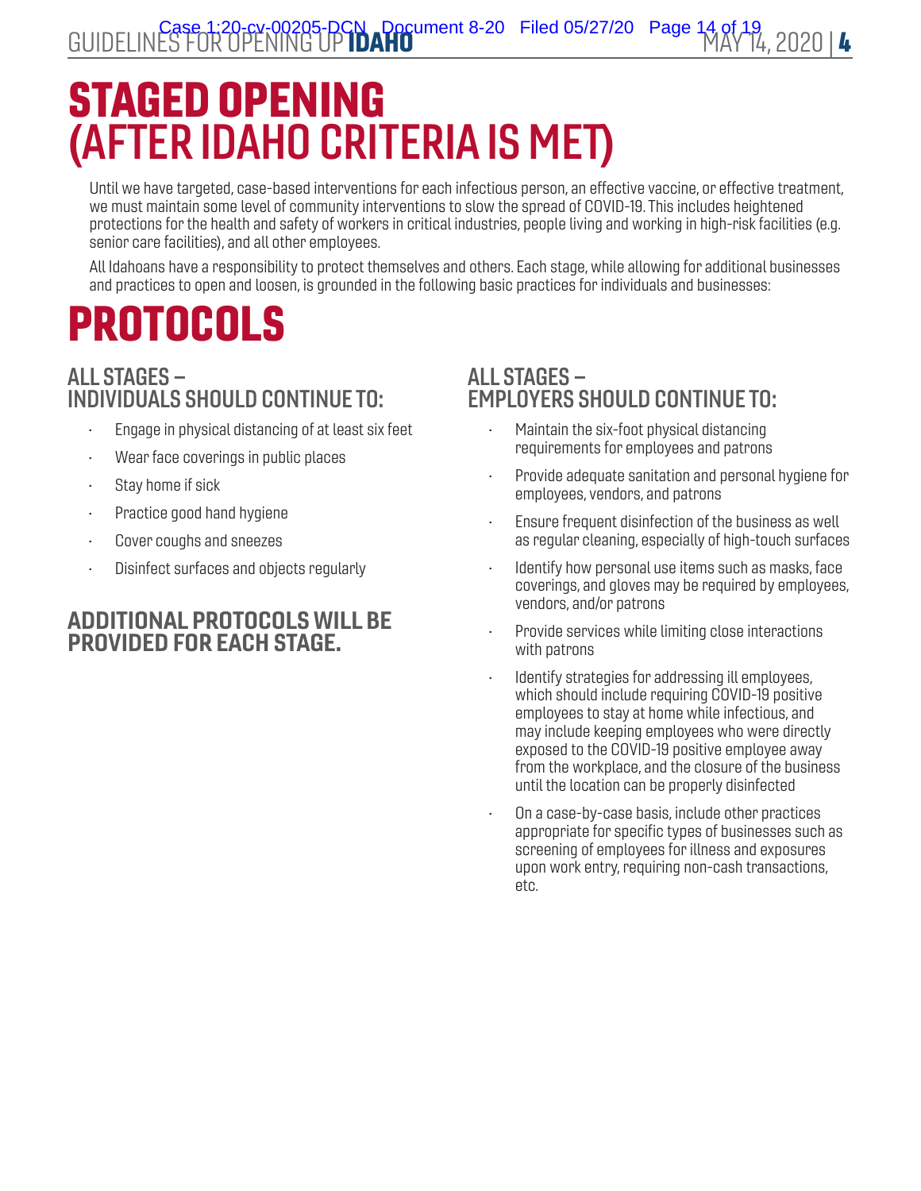# STAGED OPENING (AFTER IDAHO CRITERIA IS MET)

Until we have targeted, case-based interventions for each infectious person, an effective vaccine, or effective treatment, we must maintain some level of community interventions to slow the spread of COVID-19. This includes heightened protections for the health and safety of workers in critical industries, people living and working in high-risk facilities (e.g. senior care facilities), and all other employees.

All Idahoans have a responsibility to protect themselves and others. Each stage, while allowing for additional businesses and practices to open and loosen, is grounded in the following basic practices for individuals and businesses:

# PROTOCOLS

## ALL STAGES – INDIVIDUALS SHOULD CONTINUE TO:

- Engage in physical distancing of at least six feet
- Wear face coverings in public places
- Stay home if sick
- Practice good hand hygiene
- Cover coughs and sneezes
- Disinfect surfaces and objects regularly

## ADDITIONAL PROTOCOLS WILL BE PROVIDED FOR EACH STAGE.

## ALL STAGES – EMPLOYERS SHOULD CONTINUE TO:

- Maintain the six-foot physical distancing requirements for employees and patrons
- Provide adequate sanitation and personal hygiene for employees, vendors, and patrons
- Ensure frequent disinfection of the business as well as regular cleaning, especially of high-touch surfaces
- Identify how personal use items such as masks, face coverings, and gloves may be required by employees, vendors, and/or patrons
- Provide services while limiting close interactions with patrons
- Identify strategies for addressing ill employees, which should include requiring COVID-19 positive employees to stay at home while infectious, and may include keeping employees who were directly exposed to the COVID-19 positive employee away from the workplace, and the closure of the business until the location can be properly disinfected
- On a case-by-case basis, include other practices appropriate for specific types of businesses such as screening of employees for illness and exposures upon work entry, requiring non-cash transactions, etc.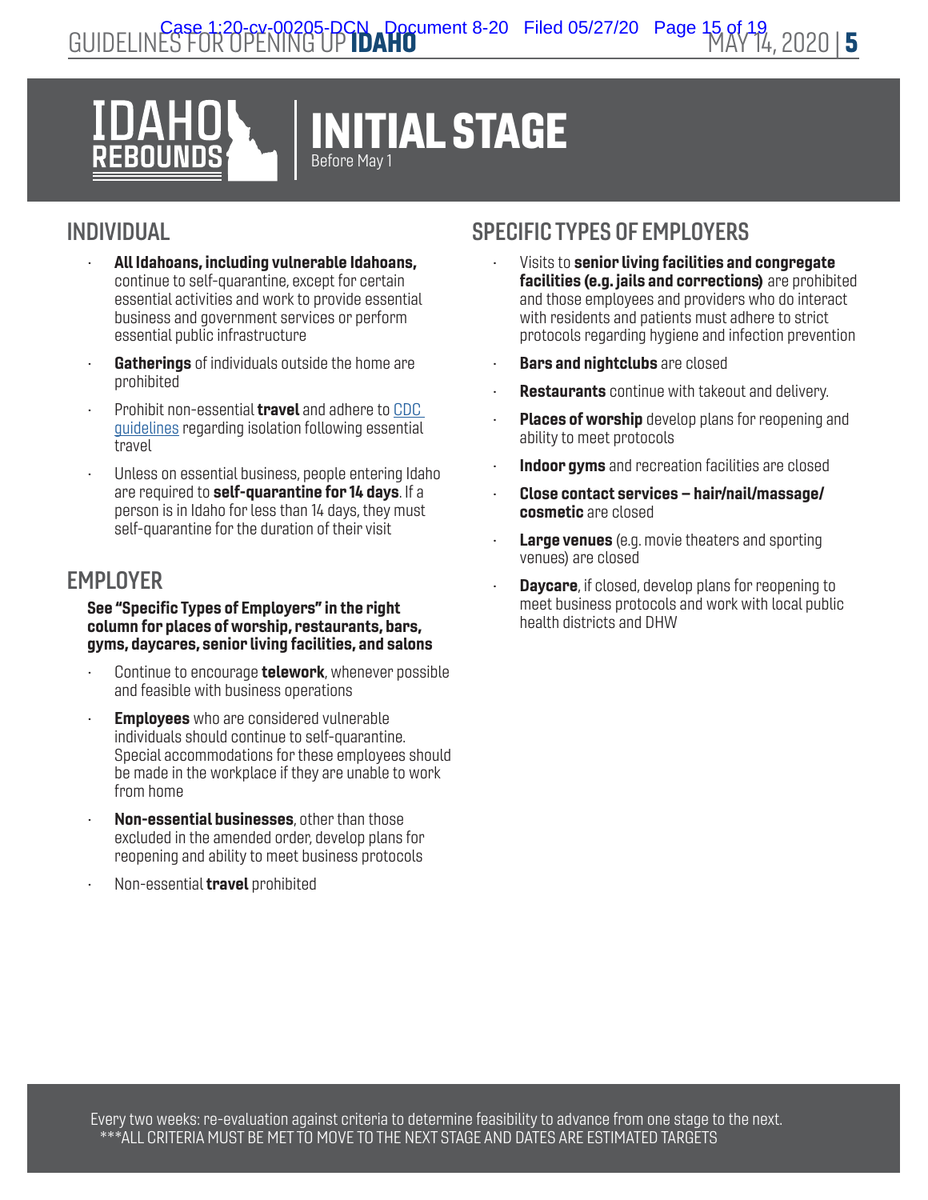# IDAHO REBOUNDS | INITIAL STAGE

Before May 1

## INDIVIDUAL

- **All Idahoans, including vulnerable Idahoans,** continue to self-quarantine, except for certain essential activities and work to provide essential business and government services or perform essential public infrastructure
- **Gatherings** of individuals outside the home are prohibited
- Prohibit non-essential **travel** and adhere to CDC guidelines regarding isolation following essential travel
- Unless on essential business, people entering Idaho are required to **self-quarantine for 14 days**. If a person is in Idaho for less than 14 days, they must self-quarantine for the duration of their visit

## EMPLOYER

**See "Specific Types of Employers" in the right column for places of worship, restaurants, bars, gyms, daycares, senior living facilities, and salons**

- Continue to encourage **telework**, whenever possible and feasible with business operations
- **Employees** who are considered vulnerable individuals should continue to self-quarantine. Special accommodations for these employees should be made in the workplace if they are unable to work from home
- **Non-essential businesses**, other than those excluded in the amended order, develop plans for reopening and ability to meet business protocols
- Non-essential **travel** prohibited

## SPECIFIC TYPES OF EMPLOYERS

- Visits to **senior living facilities and congregate facilities (e.g. jails and corrections)** are prohibited and those employees and providers who do interact with residents and patients must adhere to strict protocols regarding hygiene and infection prevention
- **Bars and nightclubs** are closed
- **Restaurants** continue with takeout and delivery.
- **Places of worship** develop plans for reopening and ability to meet protocols
- **Indoor gyms** and recreation facilities are closed
- **Close contact services – hair/nail/massage/cosmetic** are closed
- **Large venues** (e.g. movie theaters and sporting venues) are closed
- **Daycare**, if closed, develop plans for reopening to meet business protocols and work with local public health districts and DHW

Every two weeks: re-evaluation against criteria to determine feasibility to advance from one stage to the next.
***ALL CRITERIA MUST BE MET TO MOVE TO THE NEXT STAGE AND DATES ARE ESTIMATED TARGETS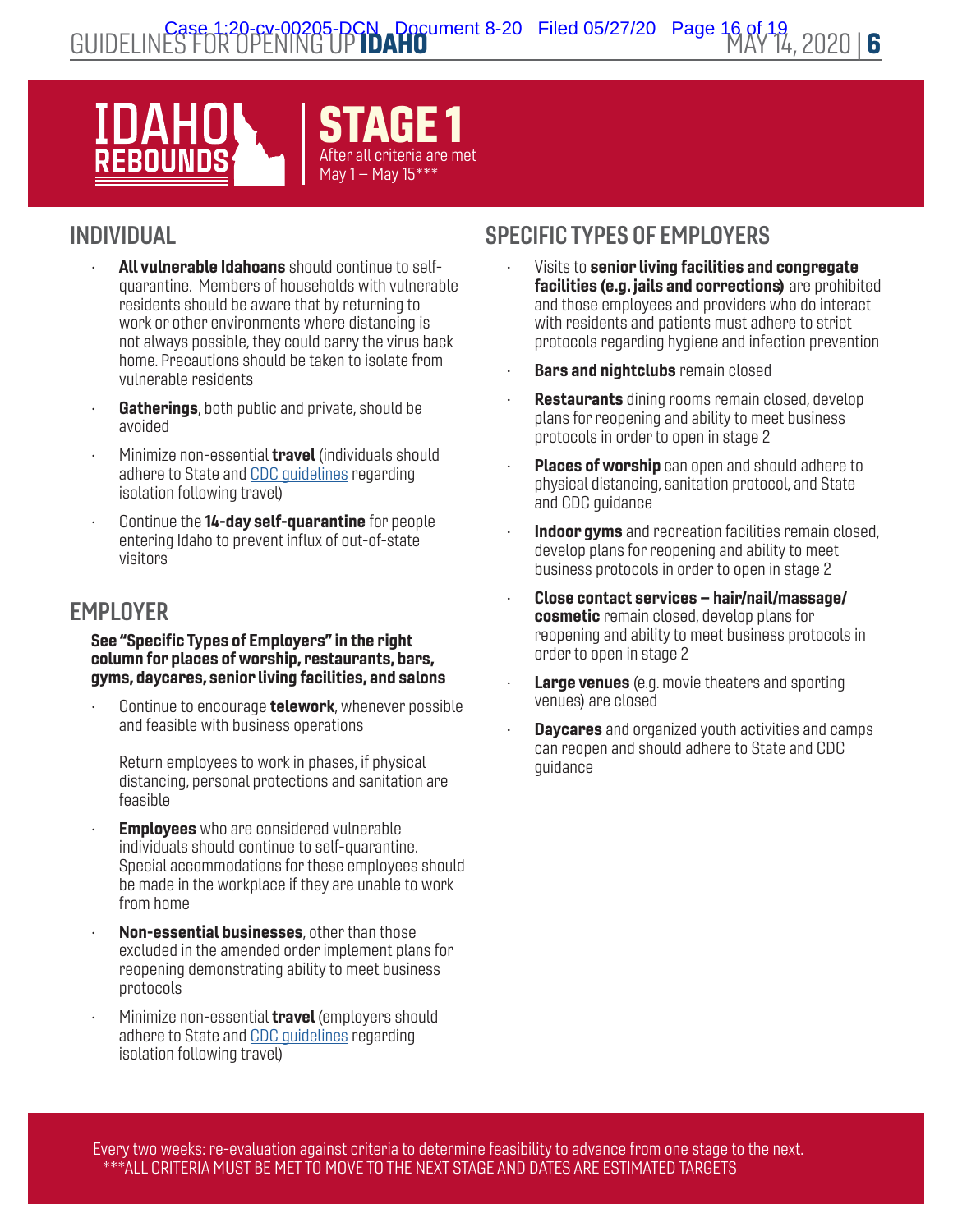# IDAHO REBOUNDS

## STAGE 1

After all criteria are met
May 1 – May 15***

## INDIVIDUAL

- **All vulnerable Idahoans** should continue to self-quarantine. Members of households with vulnerable residents should be aware that by returning to work or other environments where distancing is not always possible, they could carry the virus back home. Precautions should be taken to isolate from vulnerable residents
- **Gatherings**, both public and private, should be avoided
- Minimize non-essential **travel** (individuals should adhere to State and CDC guidelines regarding isolation following travel)
- Continue the **14-day self-quarantine** for people entering Idaho to prevent influx of out-of-state visitors

## EMPLOYER

**See "Specific Types of Employers" in the right column for places of worship, restaurants, bars, gyms, daycares, senior living facilities, and salons**

- Continue to encourage **telework**, whenever possible and feasible with business operations

  Return employees to work in phases, if physical distancing, personal protections and sanitation are feasible
- **Employees** who are considered vulnerable individuals should continue to self-quarantine. Special accommodations for these employees should be made in the workplace if they are unable to work from home
- **Non-essential businesses**, other than those excluded in the amended order implement plans for reopening demonstrating ability to meet business protocols
- Minimize non-essential **travel** (employers should adhere to State and CDC guidelines regarding isolation following travel)

## SPECIFIC TYPES OF EMPLOYERS

- Visits to **senior living facilities and congregate facilities (e.g. jails and corrections)** are prohibited and those employees and providers who do interact with residents and patients must adhere to strict protocols regarding hygiene and infection prevention
- **Bars and nightclubs** remain closed
- **Restaurants** dining rooms remain closed, develop plans for reopening and ability to meet business protocols in order to open in stage 2
- **Places of worship** can open and should adhere to physical distancing, sanitation protocol, and State and CDC guidance
- **Indoor gyms** and recreation facilities remain closed, develop plans for reopening and ability to meet business protocols in order to open in stage 2
- **Close contact services – hair/nail/massage/cosmetic** remain closed, develop plans for reopening and ability to meet business protocols in order to open in stage 2
- **Large venues** (e.g. movie theaters and sporting venues) are closed
- **Daycares** and organized youth activities and camps can reopen and should adhere to State and CDC guidance

Every two weeks: re-evaluation against criteria to determine feasibility to advance from one stage to the next.
***ALL CRITERIA MUST BE MET TO MOVE TO THE NEXT STAGE AND DATES ARE ESTIMATED TARGETS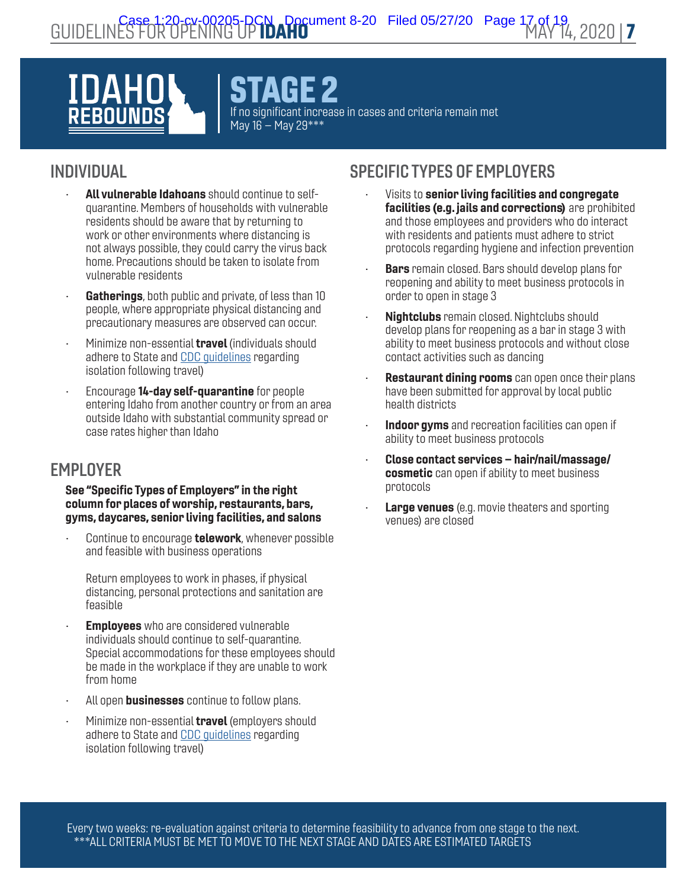# IDAHO REBOUNDS

## STAGE 2

If no significant increase in cases and criteria remain met
May 16 – May 29***

## INDIVIDUAL

- **All vulnerable Idahoans** should continue to self-quarantine. Members of households with vulnerable residents should be aware that by returning to work or other environments where distancing is not always possible, they could carry the virus back home. Precautions should be taken to isolate from vulnerable residents
- **Gatherings**, both public and private, of less than 10 people, where appropriate physical distancing and precautionary measures are observed can occur.
- Minimize non-essential **travel** (individuals should adhere to State and CDC guidelines regarding isolation following travel)
- Encourage **14-day self-quarantine** for people entering Idaho from another country or from an area outside Idaho with substantial community spread or case rates higher than Idaho

## EMPLOYER

**See "Specific Types of Employers" in the right column for places of worship, restaurants, bars, gyms, daycares, senior living facilities, and salons**

- Continue to encourage **telework**, whenever possible and feasible with business operations

  Return employees to work in phases, if physical distancing, personal protections and sanitation are feasible
- **Employees** who are considered vulnerable individuals should continue to self-quarantine. Special accommodations for these employees should be made in the workplace if they are unable to work from home
- All open **businesses** continue to follow plans.
- Minimize non-essential **travel** (employers should adhere to State and CDC guidelines regarding isolation following travel)

## SPECIFIC TYPES OF EMPLOYERS

- Visits to **senior living facilities and congregate facilities (e.g. jails and corrections)** are prohibited and those employees and providers who do interact with residents and patients must adhere to strict protocols regarding hygiene and infection prevention
- **Bars** remain closed. Bars should develop plans for reopening and ability to meet business protocols in order to open in stage 3
- **Nightclubs** remain closed. Nightclubs should develop plans for reopening as a bar in stage 3 with ability to meet business protocols and without close contact activities such as dancing
- **Restaurant dining rooms** can open once their plans have been submitted for approval by local public health districts
- **Indoor gyms** and recreation facilities can open if ability to meet business protocols
- **Close contact services – hair/nail/massage/cosmetic** can open if ability to meet business protocols
- **Large venues** (e.g. movie theaters and sporting venues) are closed

Every two weeks: re-evaluation against criteria to determine feasibility to advance from one stage to the next.
***ALL CRITERIA MUST BE MET TO MOVE TO THE NEXT STAGE AND DATES ARE ESTIMATED TARGETS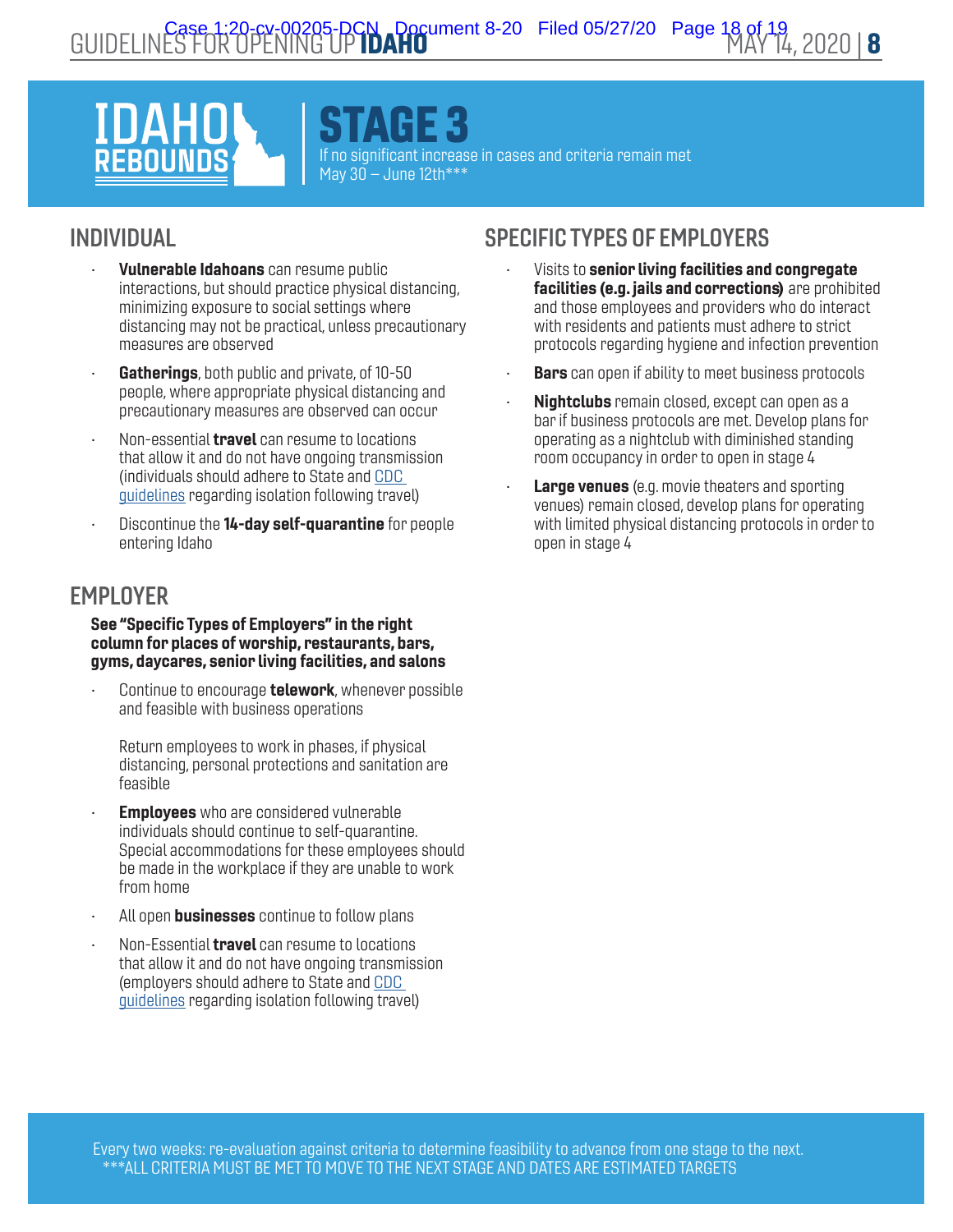# IDAHO REBOUNDS

## STAGE 3

If no significant increase in cases and criteria remain met
May 30 – June 12th***

## INDIVIDUAL

- **Vulnerable Idahoans** can resume public interactions, but should practice physical distancing, minimizing exposure to social settings where distancing may not be practical, unless precautionary measures are observed
- **Gatherings**, both public and private, of 10-50 people, where appropriate physical distancing and precautionary measures are observed can occur
- Non-essential **travel** can resume to locations that allow it and do not have ongoing transmission (individuals should adhere to State and CDC guidelines regarding isolation following travel)
- Discontinue the **14-day self-quarantine** for people entering Idaho

## EMPLOYER

**See "Specific Types of Employers" in the right column for places of worship, restaurants, bars, gyms, daycares, senior living facilities, and salons**

- Continue to encourage **telework**, whenever possible and feasible with business operations

  Return employees to work in phases, if physical distancing, personal protections and sanitation are feasible

- **Employees** who are considered vulnerable individuals should continue to self-quarantine. Special accommodations for these employees should be made in the workplace if they are unable to work from home
- All open **businesses** continue to follow plans
- Non-Essential **travel** can resume to locations that allow it and do not have ongoing transmission (employers should adhere to State and CDC guidelines regarding isolation following travel)

## SPECIFIC TYPES OF EMPLOYERS

- Visits to **senior living facilities and congregate facilities (e.g. jails and corrections)** are prohibited and those employees and providers who do interact with residents and patients must adhere to strict protocols regarding hygiene and infection prevention
- **Bars** can open if ability to meet business protocols
- **Nightclubs** remain closed, except can open as a bar if business protocols are met. Develop plans for operating as a nightclub with diminished standing room occupancy in order to open in stage 4
- **Large venues** (e.g. movie theaters and sporting venues) remain closed, develop plans for operating with limited physical distancing protocols in order to open in stage 4

Every two weeks: re-evaluation against criteria to determine feasibility to advance from one stage to the next.
***ALL CRITERIA MUST BE MET TO MOVE TO THE NEXT STAGE AND DATES ARE ESTIMATED TARGETS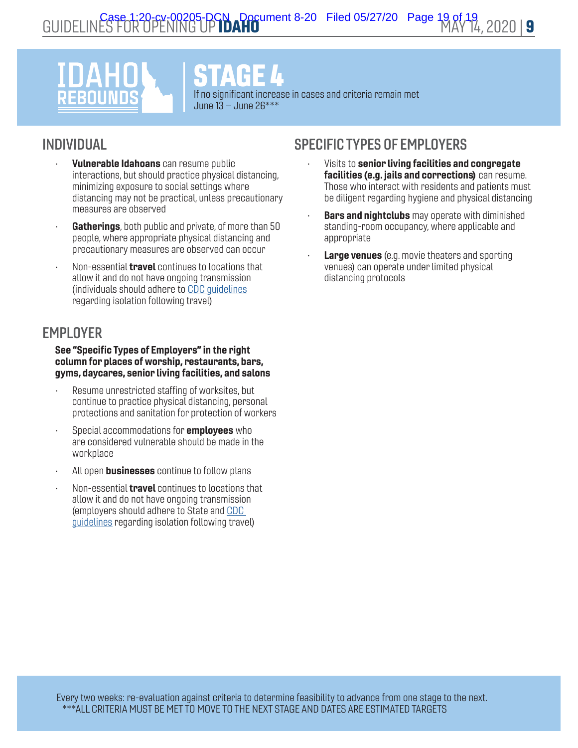# IDAHO REBOUNDS

## STAGE 4

If no significant increase in cases and criteria remain met
June 13 – June 26***

## INDIVIDUAL

- **Vulnerable Idahoans** can resume public interactions, but should practice physical distancing, minimizing exposure to social settings where distancing may not be practical, unless precautionary measures are observed
- **Gatherings**, both public and private, of more than 50 people, where appropriate physical distancing and precautionary measures are observed can occur
- Non-essential **travel** continues to locations that allow it and do not have ongoing transmission (individuals should adhere to CDC guidelines regarding isolation following travel)

## EMPLOYER

**See "Specific Types of Employers" in the right column for places of worship, restaurants, bars, gyms, daycares, senior living facilities, and salons**

- Resume unrestricted staffing of worksites, but continue to practice physical distancing, personal protections and sanitation for protection of workers
- Special accommodations for **employees** who are considered vulnerable should be made in the workplace
- All open **businesses** continue to follow plans
- Non-essential **travel** continues to locations that allow it and do not have ongoing transmission (employers should adhere to State and CDC guidelines regarding isolation following travel)

## SPECIFIC TYPES OF EMPLOYERS

- Visits to **senior living facilities and congregate facilities (e.g. jails and corrections)** can resume. Those who interact with residents and patients must be diligent regarding hygiene and physical distancing
- **Bars and nightclubs** may operate with diminished standing-room occupancy, where applicable and appropriate
- **Large venues** (e.g. movie theaters and sporting venues) can operate under limited physical distancing protocols

Every two weeks: re-evaluation against criteria to determine feasibility to advance from one stage to the next.
***ALL CRITERIA MUST BE MET TO MOVE TO THE NEXT STAGE AND DATES ARE ESTIMATED TARGETS